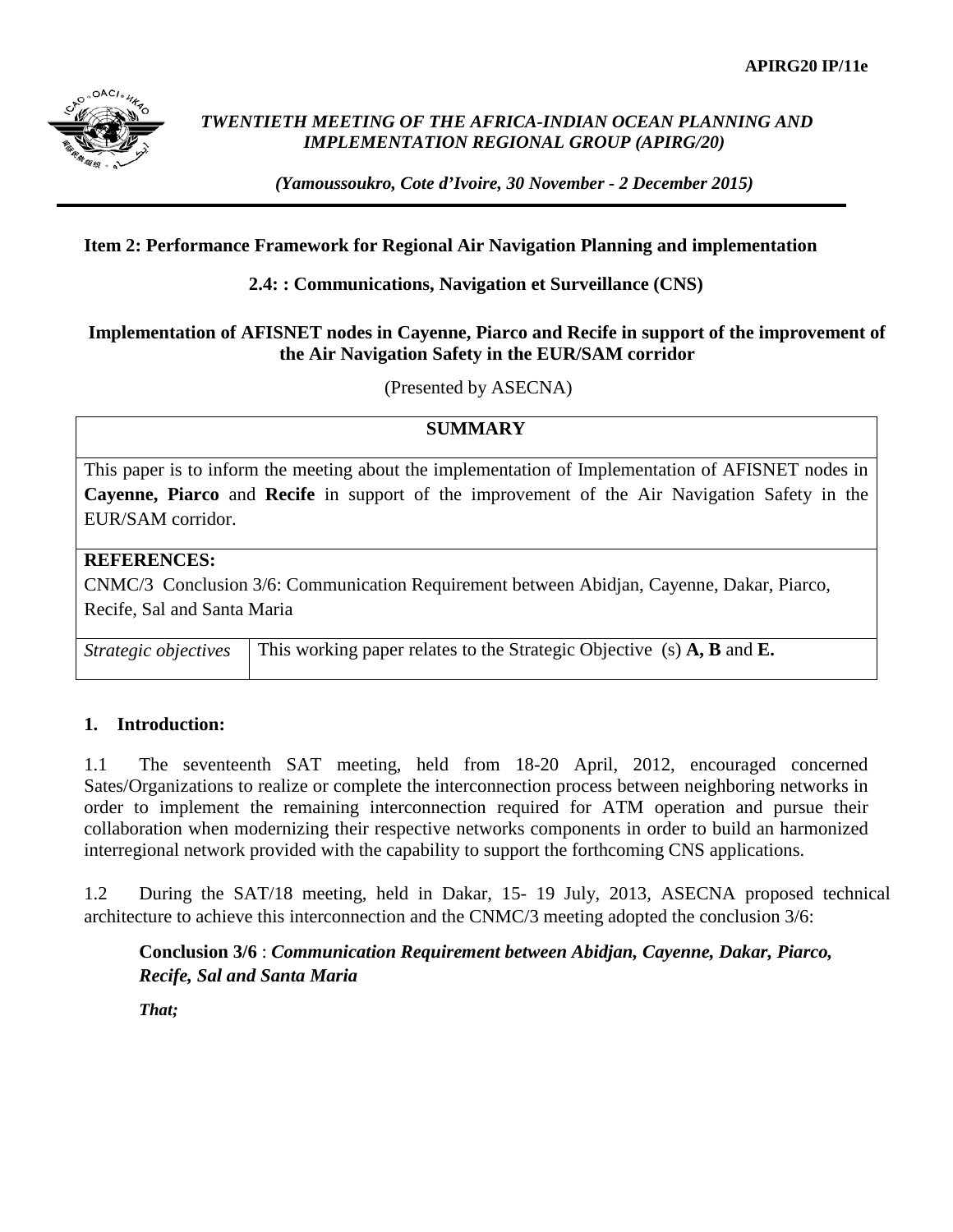APIRG20 IP/11e

*TWENTIETH MEETING OF THE AFRICA-INDIAN OCEAN PLANNING AND IMPLEMENTATION REGIONAL GROUP (APIRG/20)*

*(Yamoussoukro, Cote d'Ivoire, 30 November - 2 December 2015)*

**Item 2: Performance Framework for Regional Air Navigation Planning and implementation**

**2.4: : Communications, Navigation et Surveillance (CNS)**

**Implementation of AFISNET nodes in Cayenne, Piarco and Recife in support of the improvement of the Air Navigation Safety in the EUR/SAM corridor**

(Presented by ASECNA)

| **SUMMARY** | |
|---|---|
| This paper is to inform the meeting about the implementation of Implementation of AFISNET nodes in **Cayenne, Piarco** and **Recife** in support of the improvement of the Air Navigation Safety in the EUR/SAM corridor. | |
| **REFERENCES:**<br>CNMC/3 Conclusion 3/6: Communication Requirement between Abidjan, Cayenne, Dakar, Piarco, Recife, Sal and Santa Maria | |
| *Strategic objectives* | This working paper relates to the Strategic Objective (s) **A, B** and **E.** |

## 1. Introduction:

1.1 The seventeenth SAT meeting, held from 18-20 April, 2012, encouraged concerned Sates/Organizations to realize or complete the interconnection process between neighboring networks in order to implement the remaining interconnection required for ATM operation and pursue their collaboration when modernizing their respective networks components in order to build an harmonized interregional network provided with the capability to support the forthcoming CNS applications.

1.2 During the SAT/18 meeting, held in Dakar, 15- 19 July, 2013, ASECNA proposed technical architecture to achieve this interconnection and the CNMC/3 meeting adopted the conclusion 3/6:

> **Conclusion 3/6** : ***Communication Requirement between Abidjan, Cayenne, Dakar, Piarco, Recife, Sal and Santa Maria***
>
> ***That;***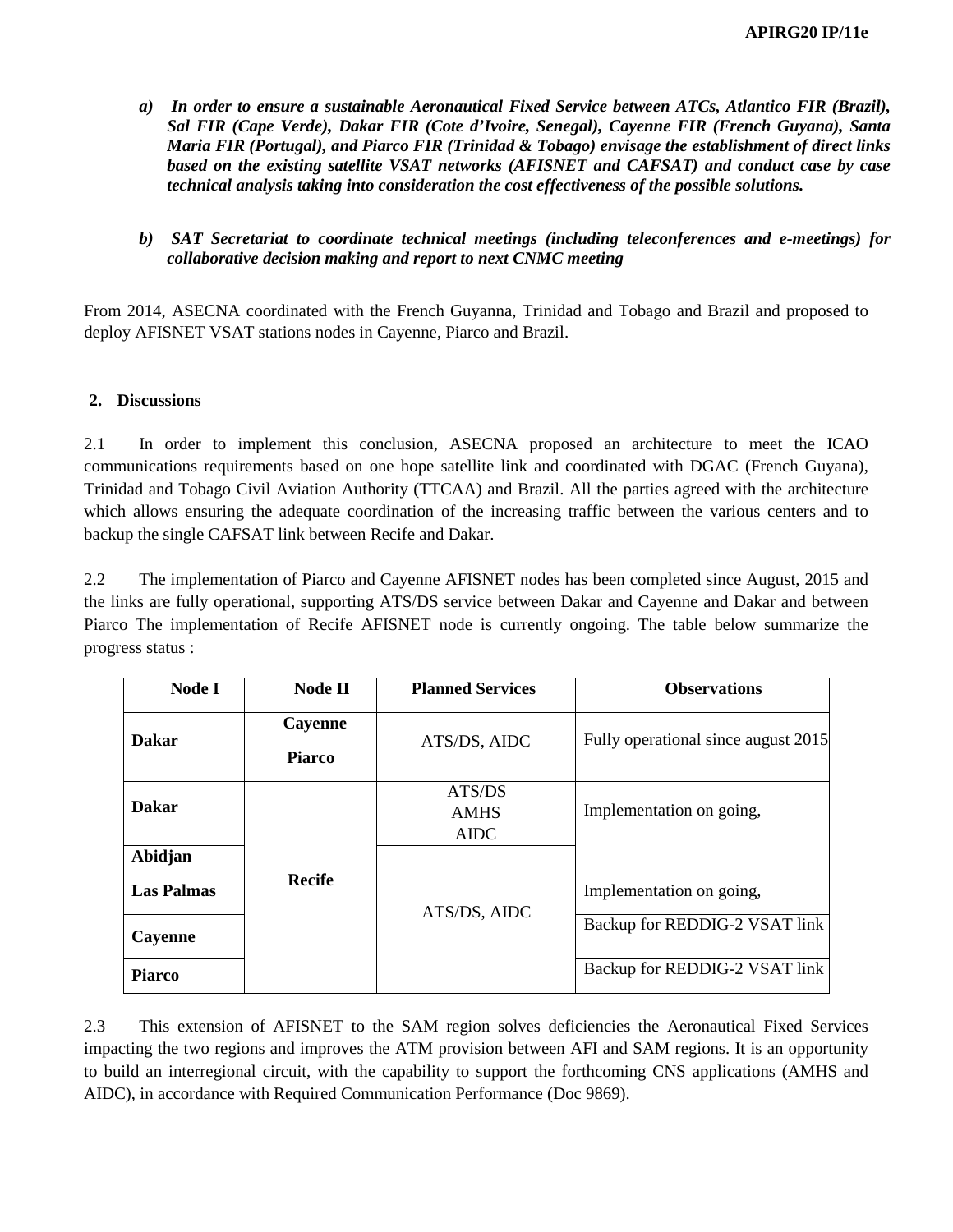*a) In order to ensure a sustainable Aeronautical Fixed Service between ATCs, Atlantico FIR (Brazil), Sal FIR (Cape Verde), Dakar FIR (Cote d'Ivoire, Senegal), Cayenne FIR (French Guyana), Santa Maria FIR (Portugal), and Piarco FIR (Trinidad & Tobago) envisage the establishment of direct links based on the existing satellite VSAT networks (AFISNET and CAFSAT) and conduct case by case technical analysis taking into consideration the cost effectiveness of the possible solutions.*

*b) SAT Secretariat to coordinate technical meetings (including teleconferences and e-meetings) for collaborative decision making and report to next CNMC meeting*

From 2014, ASECNA coordinated with the French Guyanna, Trinidad and Tobago and Brazil and proposed to deploy AFISNET VSAT stations nodes in Cayenne, Piarco and Brazil.

## 2. Discussions

2.1 In order to implement this conclusion, ASECNA proposed an architecture to meet the ICAO communications requirements based on one hope satellite link and coordinated with DGAC (French Guyana), Trinidad and Tobago Civil Aviation Authority (TTCAA) and Brazil. All the parties agreed with the architecture which allows ensuring the adequate coordination of the increasing traffic between the various centers and to backup the single CAFSAT link between Recife and Dakar.

2.2 The implementation of Piarco and Cayenne AFISNET nodes has been completed since August, 2015 and the links are fully operational, supporting ATS/DS service between Dakar and Cayenne and Dakar and between Piarco The implementation of Recife AFISNET node is currently ongoing. The table below summarize the progress status :

| Node I | Node II | Planned Services | Observations |
|---|---|---|---|
| **Dakar** | **Cayenne** | ATS/DS, AIDC | Fully operational since august 2015 |
| | **Piarco** | | |
| **Dakar** | **Recife** | ATS/DS<br>AMHS<br>AIDC | Implementation on going, |
| **Abidjan** | | ATS/DS, AIDC | |
| **Las Palmas** | | | Implementation on going, |
| **Cayenne** | | | Backup for REDDIG-2 VSAT link |
| **Piarco** | | | Backup for REDDIG-2 VSAT link |

2.3 This extension of AFISNET to the SAM region solves deficiencies the Aeronautical Fixed Services impacting the two regions and improves the ATM provision between AFI and SAM regions. It is an opportunity to build an interregional circuit, with the capability to support the forthcoming CNS applications (AMHS and AIDC), in accordance with Required Communication Performance (Doc 9869).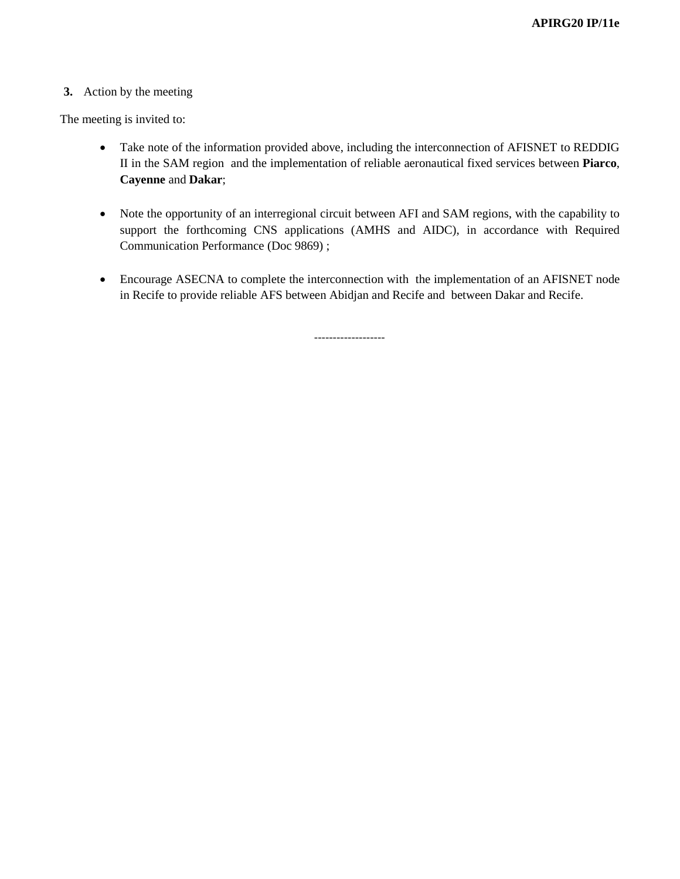**3.** Action by the meeting

The meeting is invited to:

- Take note of the information provided above, including the interconnection of AFISNET to REDDIG II in the SAM region and the implementation of reliable aeronautical fixed services between **Piarco**, **Cayenne** and **Dakar**;

- Note the opportunity of an interregional circuit between AFI and SAM regions, with the capability to support the forthcoming CNS applications (AMHS and AIDC), in accordance with Required Communication Performance (Doc 9869) ;

- Encourage ASECNA to complete the interconnection with the implementation of an AFISNET node in Recife to provide reliable AFS between Abidjan and Recife and between Dakar and Recife.

-------------------